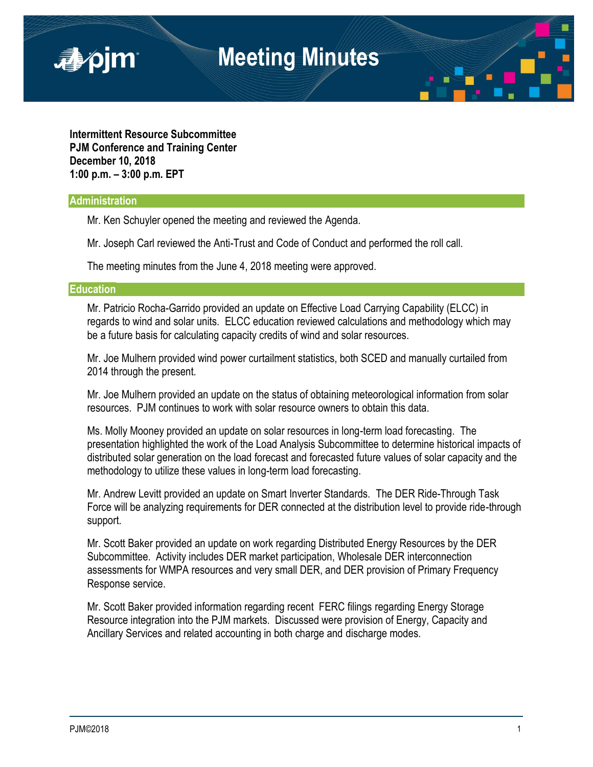# Meeting Minutes

**Intermittent Resource Subcommittee**
**PJM Conference and Training Center**
**December 10, 2018**
**1:00 p.m. – 3:00 p.m. EPT**

## Administration

Mr. Ken Schuyler opened the meeting and reviewed the Agenda.

Mr. Joseph Carl reviewed the Anti-Trust and Code of Conduct and performed the roll call.

The meeting minutes from the June 4, 2018 meeting were approved.

## Education

Mr. Patricio Rocha-Garrido provided an update on Effective Load Carrying Capability (ELCC) in regards to wind and solar units. ELCC education reviewed calculations and methodology which may be a future basis for calculating capacity credits of wind and solar resources.

Mr. Joe Mulhern provided wind power curtailment statistics, both SCED and manually curtailed from 2014 through the present.

Mr. Joe Mulhern provided an update on the status of obtaining meteorological information from solar resources. PJM continues to work with solar resource owners to obtain this data.

Ms. Molly Mooney provided an update on solar resources in long-term load forecasting. The presentation highlighted the work of the Load Analysis Subcommittee to determine historical impacts of distributed solar generation on the load forecast and forecasted future values of solar capacity and the methodology to utilize these values in long-term load forecasting.

Mr. Andrew Levitt provided an update on Smart Inverter Standards. The DER Ride-Through Task Force will be analyzing requirements for DER connected at the distribution level to provide ride-through support.

Mr. Scott Baker provided an update on work regarding Distributed Energy Resources by the DER Subcommittee. Activity includes DER market participation, Wholesale DER interconnection assessments for WMPA resources and very small DER, and DER provision of Primary Frequency Response service.

Mr. Scott Baker provided information regarding recent FERC filings regarding Energy Storage Resource integration into the PJM markets. Discussed were provision of Energy, Capacity and Ancillary Services and related accounting in both charge and discharge modes.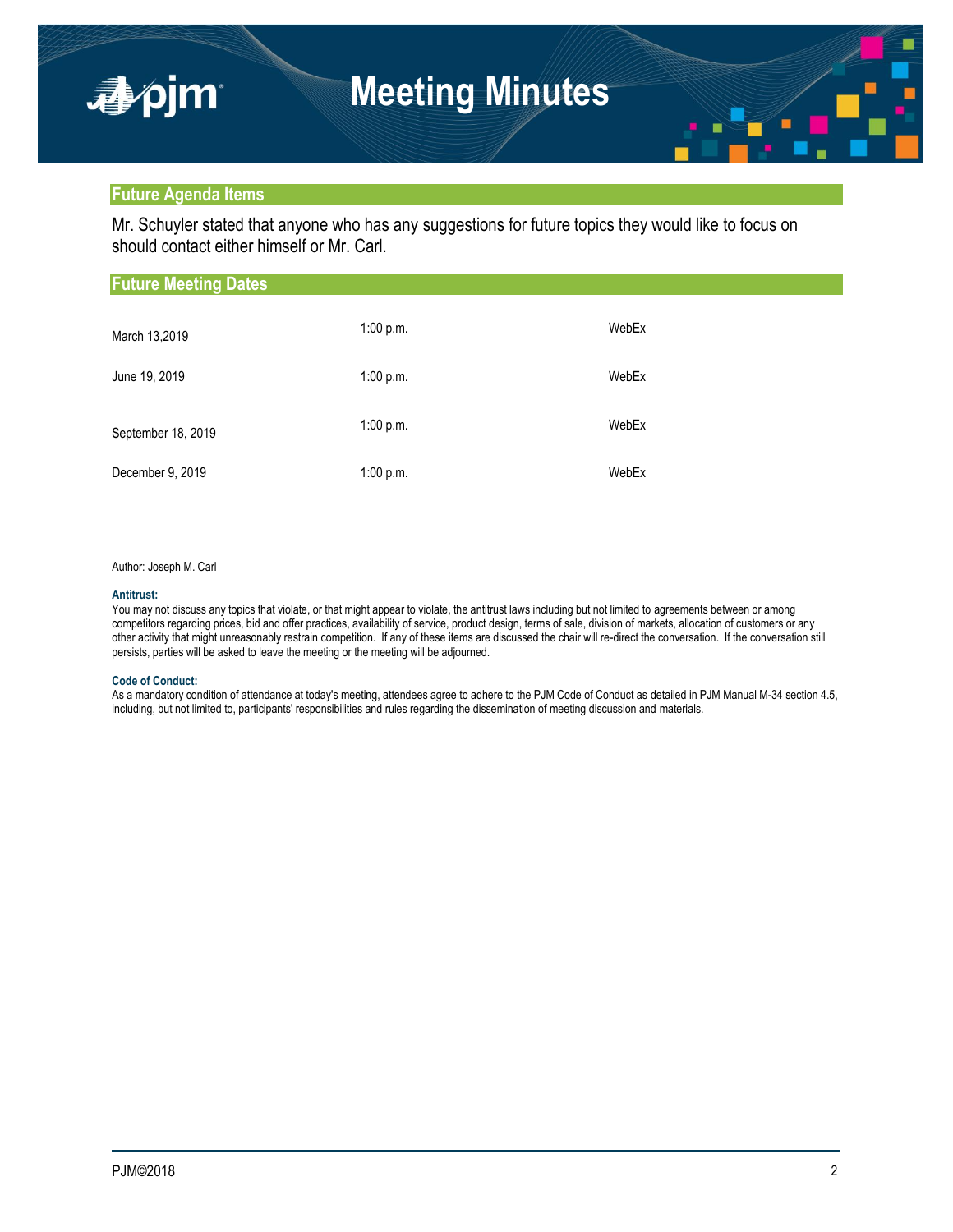## Future Agenda Items

Mr. Schuyler stated that anyone who has any suggestions for future topics they would like to focus on should contact either himself or Mr. Carl.

## Future Meeting Dates

| | | |
|---|---|---|
| March 13,2019 | 1:00 p.m. | WebEx |
| June 19, 2019 | 1:00 p.m. | WebEx |
| September 18, 2019 | 1:00 p.m. | WebEx |
| December 9, 2019 | 1:00 p.m. | WebEx |

Author: Joseph M. Carl

**Antitrust:**
You may not discuss any topics that violate, or that might appear to violate, the antitrust laws including but not limited to agreements between or among competitors regarding prices, bid and offer practices, availability of service, product design, terms of sale, division of markets, allocation of customers or any other activity that might unreasonably restrain competition. If any of these items are discussed the chair will re-direct the conversation. If the conversation still persists, parties will be asked to leave the meeting or the meeting will be adjourned.

**Code of Conduct:**
As a mandatory condition of attendance at today's meeting, attendees agree to adhere to the PJM Code of Conduct as detailed in PJM Manual M-34 section 4.5, including, but not limited to, participants' responsibilities and rules regarding the dissemination of meeting discussion and materials.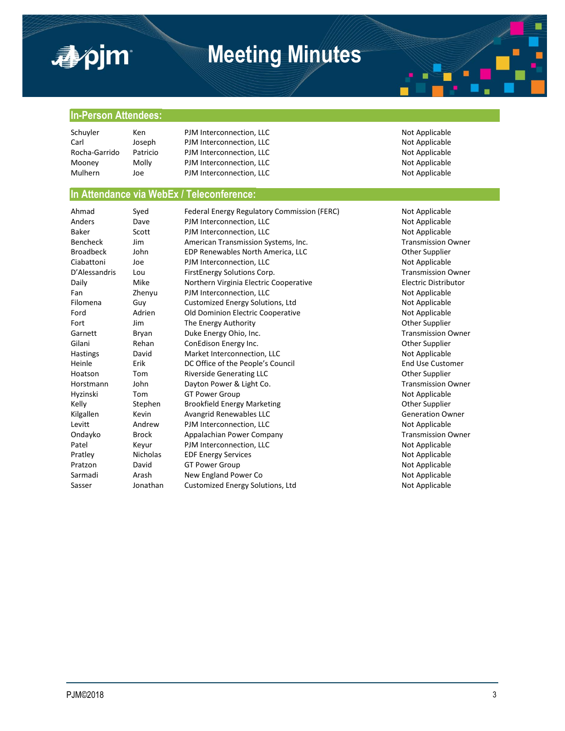## In-Person Attendees:

| | | | |
|---|---|---|---|
| Schuyler | Ken | PJM Interconnection, LLC | Not Applicable |
| Carl | Joseph | PJM Interconnection, LLC | Not Applicable |
| Rocha-Garrido | Patricio | PJM Interconnection, LLC | Not Applicable |
| Mooney | Molly | PJM Interconnection, LLC | Not Applicable |
| Mulhern | Joe | PJM Interconnection, LLC | Not Applicable |

## In Attendance via WebEx / Teleconference:

| | | | |
|---|---|---|---|
| Ahmad | Syed | Federal Energy Regulatory Commission (FERC) | Not Applicable |
| Anders | Dave | PJM Interconnection, LLC | Not Applicable |
| Baker | Scott | PJM Interconnection, LLC | Not Applicable |
| Bencheck | Jim | American Transmission Systems, Inc. | Transmission Owner |
| Broadbeck | John | EDP Renewables North America, LLC | Other Supplier |
| Ciabattoni | Joe | PJM Interconnection, LLC | Not Applicable |
| D'Alessandris | Lou | FirstEnergy Solutions Corp. | Transmission Owner |
| Daily | Mike | Northern Virginia Electric Cooperative | Electric Distributor |
| Fan | Zhenyu | PJM Interconnection, LLC | Not Applicable |
| Filomena | Guy | Customized Energy Solutions, Ltd | Not Applicable |
| Ford | Adrien | Old Dominion Electric Cooperative | Not Applicable |
| Fort | Jim | The Energy Authority | Other Supplier |
| Garnett | Bryan | Duke Energy Ohio, Inc. | Transmission Owner |
| Gilani | Rehan | ConEdison Energy Inc. | Other Supplier |
| Hastings | David | Market Interconnection, LLC | Not Applicable |
| Heinle | Erik | DC Office of the People's Council | End Use Customer |
| Hoatson | Tom | Riverside Generating LLC | Other Supplier |
| Horstmann | John | Dayton Power & Light Co. | Transmission Owner |
| Hyzinski | Tom | GT Power Group | Not Applicable |
| Kelly | Stephen | Brookfield Energy Marketing | Other Supplier |
| Kilgallen | Kevin | Avangrid Renewables LLC | Generation Owner |
| Levitt | Andrew | PJM Interconnection, LLC | Not Applicable |
| Ondayko | Brock | Appalachian Power Company | Transmission Owner |
| Patel | Keyur | PJM Interconnection, LLC | Not Applicable |
| Pratley | Nicholas | EDF Energy Services | Not Applicable |
| Pratzon | David | GT Power Group | Not Applicable |
| Sarmadi | Arash | New England Power Co | Not Applicable |
| Sasser | Jonathan | Customized Energy Solutions, Ltd | Not Applicable |

PJM©2018